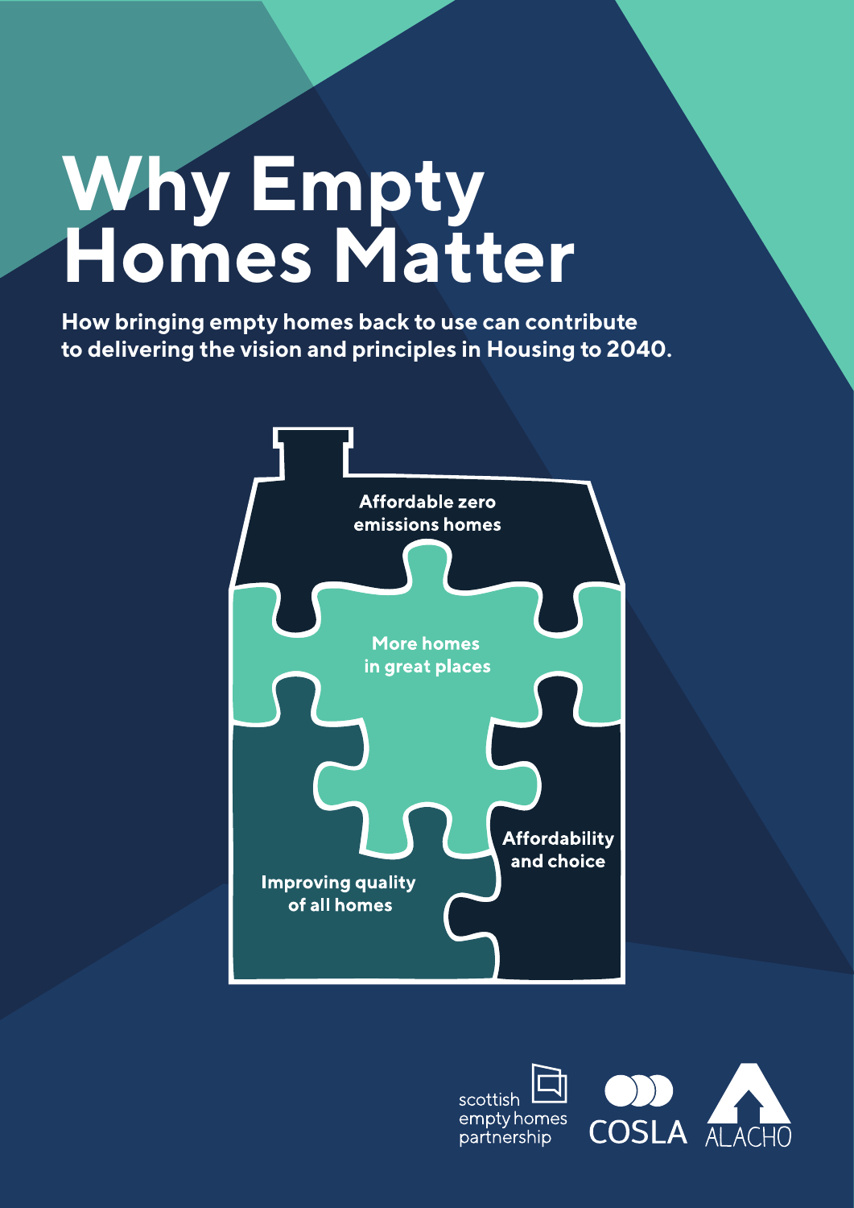# Why Empty Homes Matter

**How bringing empty homes back to use can contribute to delivering the vision and principles in Housing to 2040.**

Affordable zero emissions homes

More homes in great places

Affordability and choice

Improving quality of all homes

scottish empty homes partnership

COSLA

ALACHO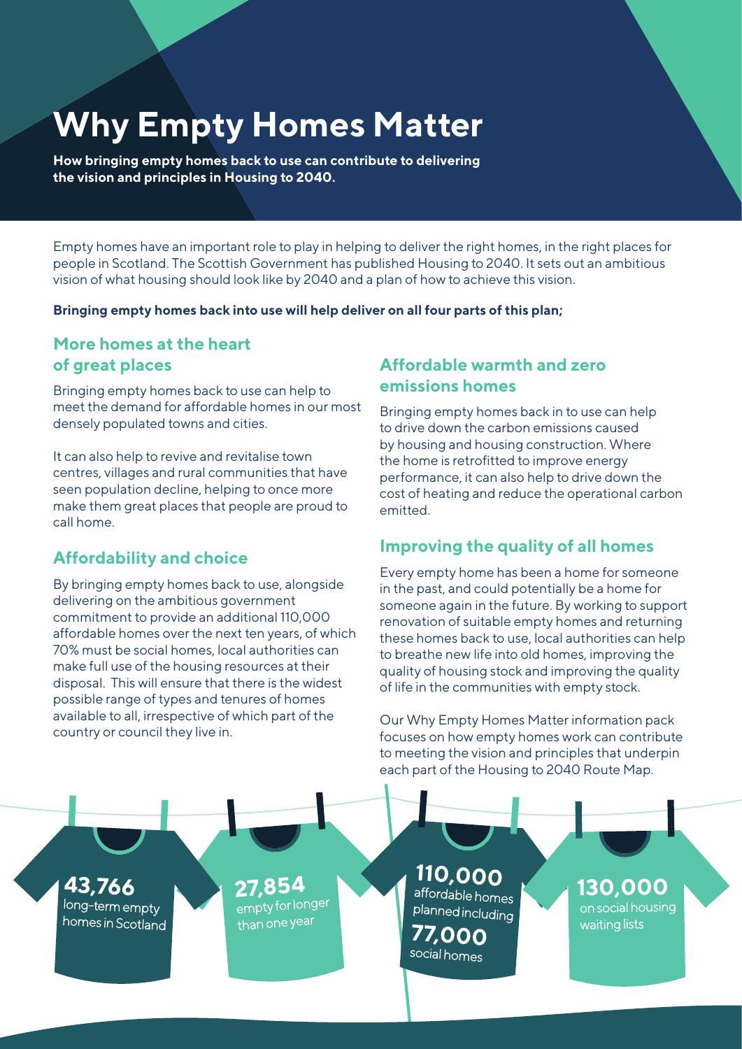# Why Empty Homes Matter

**How bringing empty homes back to use can contribute to delivering the vision and principles in Housing to 2040.**

Empty homes have an important role to play in helping to deliver the right homes, in the right places for people in Scotland. The Scottish Government has published Housing to 2040. It sets out an ambitious vision of what housing should look like by 2040 and a plan of how to achieve this vision.

**Bringing empty homes back into use will help deliver on all four parts of this plan;**

## More homes at the heart of great places

Bringing empty homes back to use can help to meet the demand for affordable homes in our most densely populated towns and cities.

It can also help to revive and revitalise town centres, villages and rural communities that have seen population decline, helping to once more make them great places that people are proud to call home.

## Affordability and choice

By bringing empty homes back to use, alongside delivering on the ambitious government commitment to provide an additional 110,000 affordable homes over the next ten years, of which 70% must be social homes, local authorities can make full use of the housing resources at their disposal. This will ensure that there is the widest possible range of types and tenures of homes available to all, irrespective of which part of the country or council they live in.

## Affordable warmth and zero emissions homes

Bringing empty homes back in to use can help to drive down the carbon emissions caused by housing and housing construction. Where the home is retrofitted to improve energy performance, it can also help to drive down the cost of heating and reduce the operational carbon emitted.

## Improving the quality of all homes

Every empty home has been a home for someone in the past, and could potentially be a home for someone again in the future. By working to support renovation of suitable empty homes and returning these homes back to use, local authorities can help to breathe new life into old homes, improving the quality of housing stock and improving the quality of life in the communities with empty stock.

Our Why Empty Homes Matter information pack focuses on how empty homes work can contribute to meeting the vision and principles that underpin each part of the Housing to 2040 Route Map.

**43,766** long-term empty homes in Scotland

**27,854** empty for longer than one year

**110,000** affordable homes planned including **77,000** social homes

**130,000** on social housing waiting lists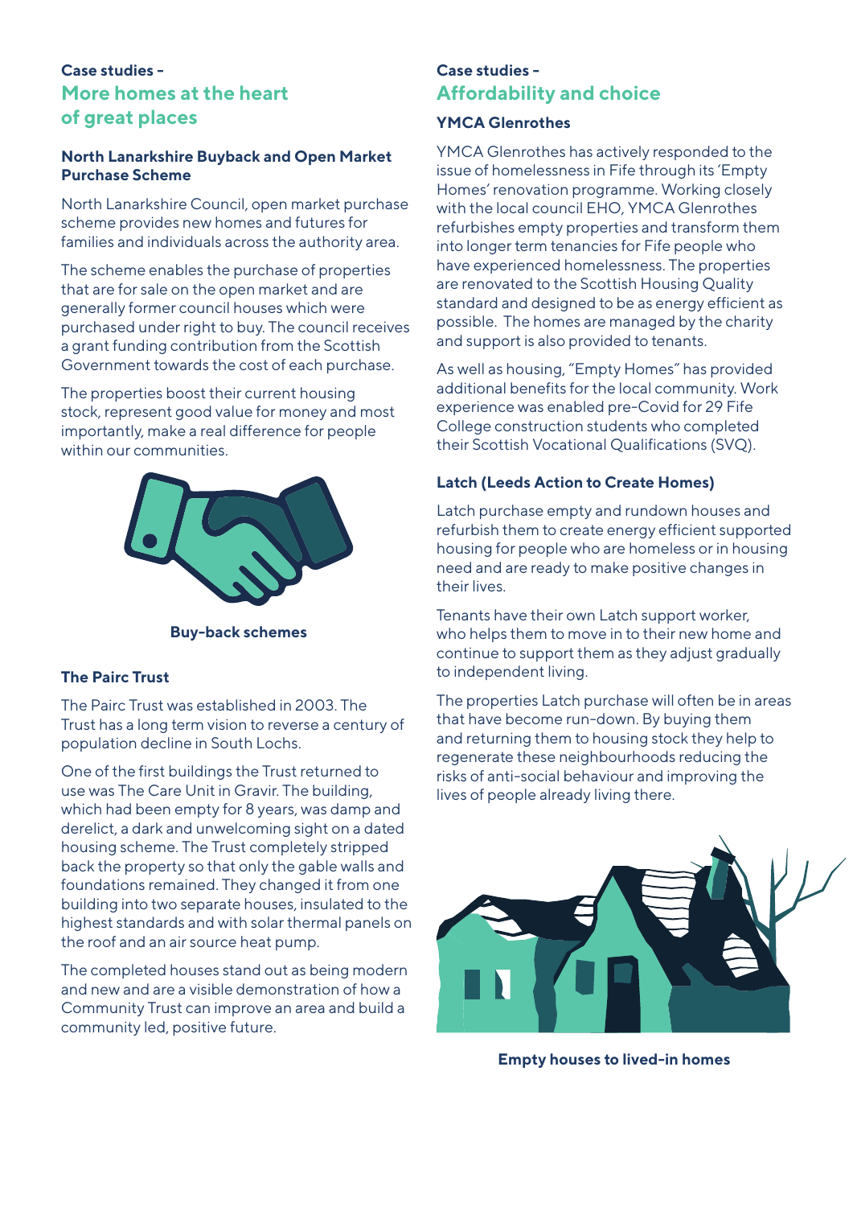## Case studies – More homes at the heart of great places

### North Lanarkshire Buyback and Open Market Purchase Scheme

North Lanarkshire Council, open market purchase scheme provides new homes and futures for families and individuals across the authority area.

The scheme enables the purchase of properties that are for sale on the open market and are generally former council houses which were purchased under right to buy. The council receives a grant funding contribution from the Scottish Government towards the cost of each purchase.

The properties boost their current housing stock, represent good value for money and most importantly, make a real difference for people within our communities.

**Buy-back schemes**

### The Pairc Trust

The Pairc Trust was established in 2003. The Trust has a long term vision to reverse a century of population decline in South Lochs.

One of the first buildings the Trust returned to use was The Care Unit in Gravir. The building, which had been empty for 8 years, was damp and derelict, a dark and unwelcoming sight on a dated housing scheme. The Trust completely stripped back the property so that only the gable walls and foundations remained. They changed it from one building into two separate houses, insulated to the highest standards and with solar thermal panels on the roof and an air source heat pump.

The completed houses stand out as being modern and new and are a visible demonstration of how a Community Trust can improve an area and build a community led, positive future.

## Case studies – Affordability and choice

### YMCA Glenrothes

YMCA Glenrothes has actively responded to the issue of homelessness in Fife through its 'Empty Homes' renovation programme. Working closely with the local council EHO, YMCA Glenrothes refurbishes empty properties and transform them into longer term tenancies for Fife people who have experienced homelessness. The properties are renovated to the Scottish Housing Quality standard and designed to be as energy efficient as possible. The homes are managed by the charity and support is also provided to tenants.

As well as housing, "Empty Homes" has provided additional benefits for the local community. Work experience was enabled pre-Covid for 29 Fife College construction students who completed their Scottish Vocational Qualifications (SVQ).

### Latch (Leeds Action to Create Homes)

Latch purchase empty and rundown houses and refurbish them to create energy efficient supported housing for people who are homeless or in housing need and are ready to make positive changes in their lives.

Tenants have their own Latch support worker, who helps them to move in to their new home and continue to support them as they adjust gradually to independent living.

The properties Latch purchase will often be in areas that have become run-down. By buying them and returning them to housing stock they help to regenerate these neighbourhoods reducing the risks of anti-social behaviour and improving the lives of people already living there.

**Empty houses to lived-in homes**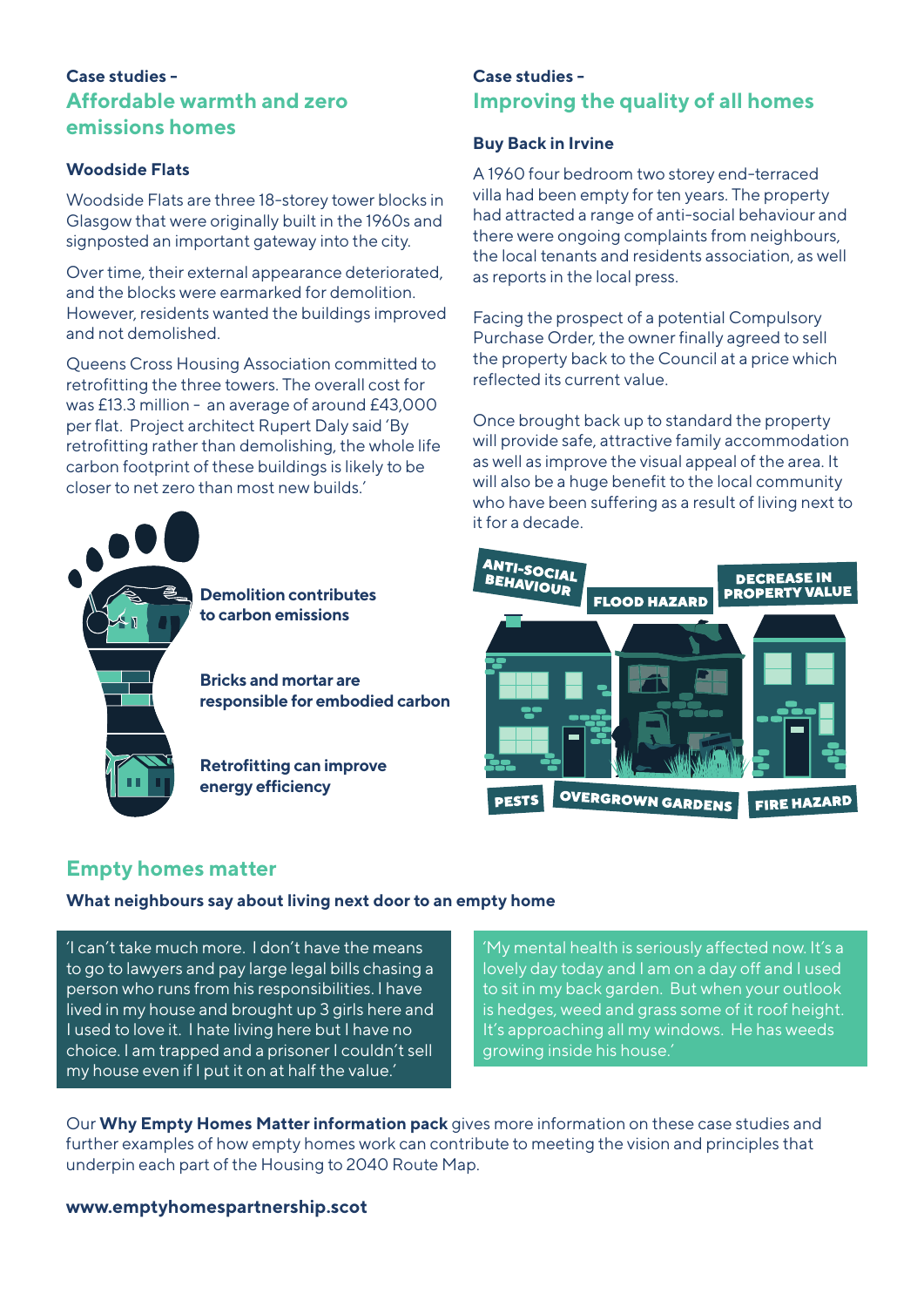### Case studies –

## Affordable warmth and zero emissions homes

### Woodside Flats

Woodside Flats are three 18-storey tower blocks in Glasgow that were originally built in the 1960s and signposted an important gateway into the city.

Over time, their external appearance deteriorated, and the blocks were earmarked for demolition. However, residents wanted the buildings improved and not demolished.

Queens Cross Housing Association committed to retrofitting the three towers. The overall cost for was £13.3 million - an average of around £43,000 per flat. Project architect Rupert Daly said 'By retrofitting rather than demolishing, the whole life carbon footprint of these buildings is likely to be closer to net zero than most new builds.'

**Demolition contributes to carbon emissions**

**Bricks and mortar are responsible for embodied carbon**

**Retrofitting can improve energy efficiency**

### Case studies –

## Improving the quality of all homes

### Buy Back in Irvine

A 1960 four bedroom two storey end-terraced villa had been empty for ten years. The property had attracted a range of anti-social behaviour and there were ongoing complaints from neighbours, the local tenants and residents association, as well as reports in the local press.

Facing the prospect of a potential Compulsory Purchase Order, the owner finally agreed to sell the property back to the Council at a price which reflected its current value.

Once brought back up to standard the property will provide safe, attractive family accommodation as well as improve the visual appeal of the area. It will also be a huge benefit to the local community who have been suffering as a result of living next to it for a decade.

ANTI-SOCIAL BEHAVIOUR
FLOOD HAZARD
DECREASE IN PROPERTY VALUE
PESTS
OVERGROWN GARDENS
FIRE HAZARD

## Empty homes matter

**What neighbours say about living next door to an empty home**

'I can't take much more. I don't have the means to go to lawyers and pay large legal bills chasing a person who runs from his responsibilities. I have lived in my house and brought up 3 girls here and I used to love it. I hate living here but I have no choice. I am trapped and a prisoner I couldn't sell my house even if I put it on at half the value.'

'My mental health is seriously affected now. It's a lovely day today and I am on a day off and I used to sit in my back garden. But when your outlook is hedges, weed and grass some of it roof height. It's approaching all my windows. He has weeds growing inside his house.'

Our **Why Empty Homes Matter information pack** gives more information on these case studies and further examples of how empty homes work can contribute to meeting the vision and principles that underpin each part of the Housing to 2040 Route Map.

**www.emptyhomespartnership.scot**